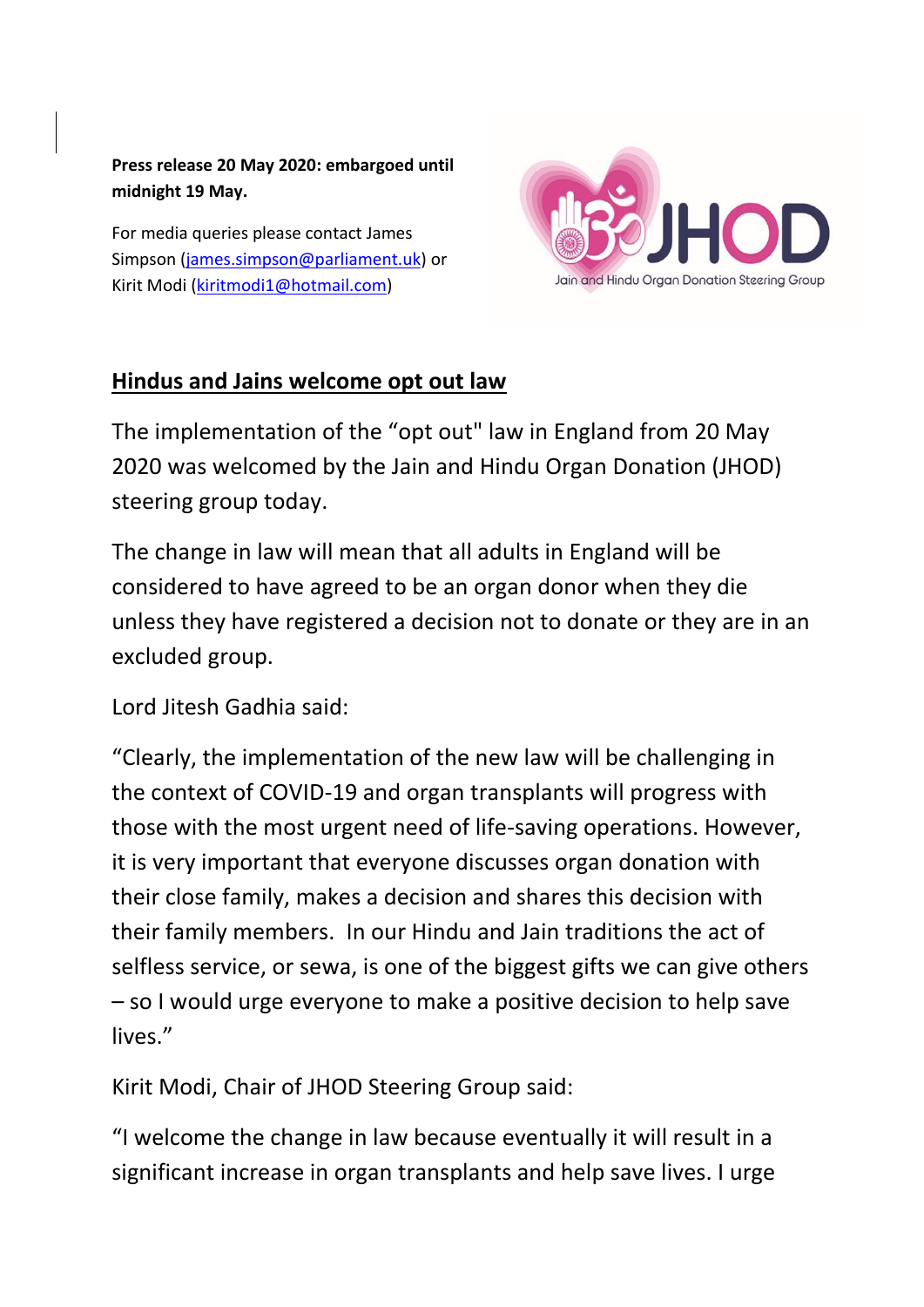**Press release 20 May 2020: embargoed until midnight 19 May.**

For media queries please contact James Simpson ([james.simpson@parliament.uk](mailto:james.simpson@parliament.uk)) or Kirit Modi ([kiritmodi1@hotmail.com](mailto:kiritmodi1@hotmail.com))

JHOD
Jain and Hindu Organ Donation Steering Group

## Hindus and Jains welcome opt out law

The implementation of the "opt out" law in England from 20 May 2020 was welcomed by the Jain and Hindu Organ Donation (JHOD) steering group today.

The change in law will mean that all adults in England will be considered to have agreed to be an organ donor when they die unless they have registered a decision not to donate or they are in an excluded group.

Lord Jitesh Gadhia said:

"Clearly, the implementation of the new law will be challenging in the context of COVID-19 and organ transplants will progress with those with the most urgent need of life-saving operations. However, it is very important that everyone discusses organ donation with their close family, makes a decision and shares this decision with their family members. In our Hindu and Jain traditions the act of selfless service, or sewa, is one of the biggest gifts we can give others – so I would urge everyone to make a positive decision to help save lives."

Kirit Modi, Chair of JHOD Steering Group said:

"I welcome the change in law because eventually it will result in a significant increase in organ transplants and help save lives. I urge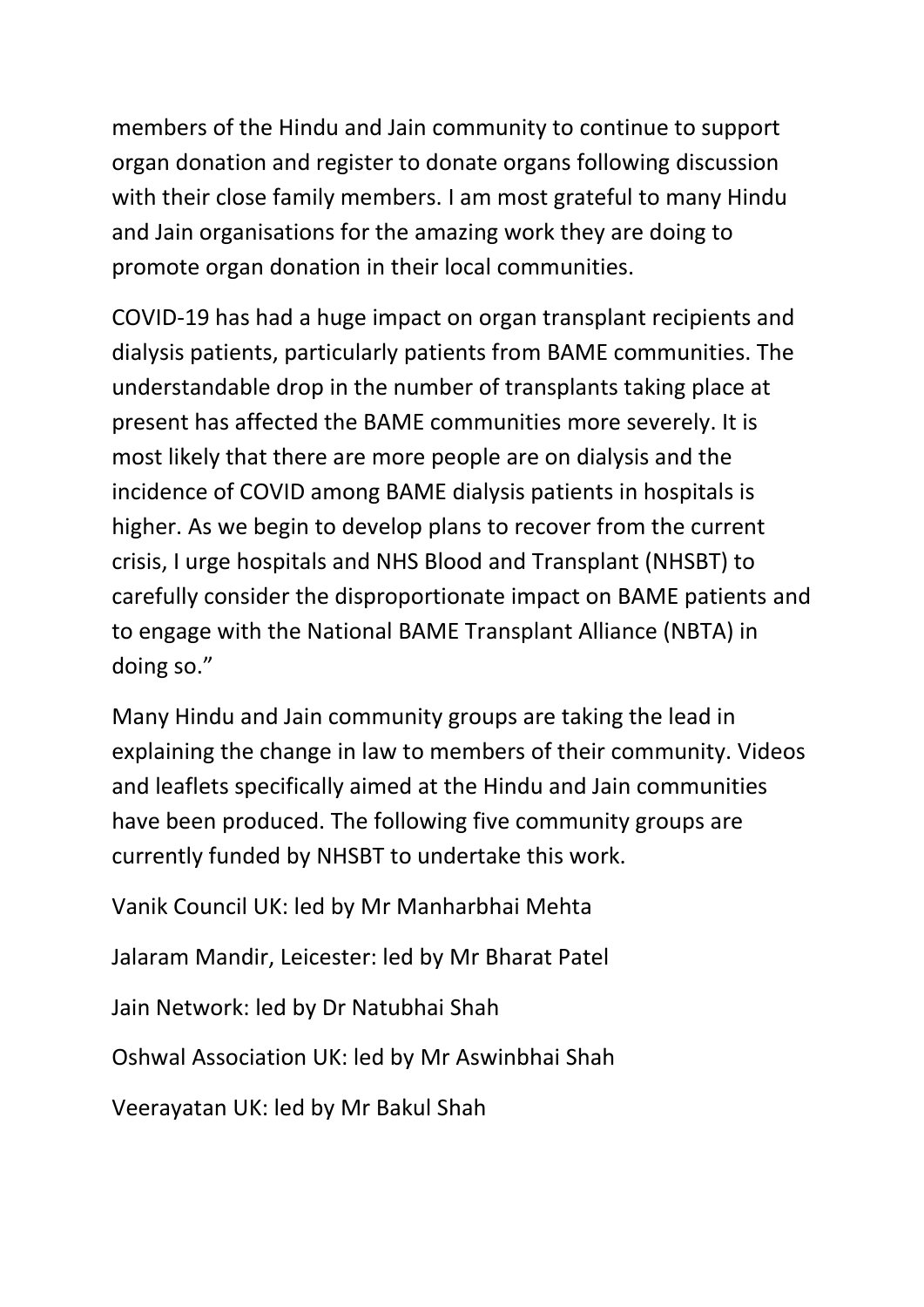members of the Hindu and Jain community to continue to support organ donation and register to donate organs following discussion with their close family members. I am most grateful to many Hindu and Jain organisations for the amazing work they are doing to promote organ donation in their local communities.

COVID-19 has had a huge impact on organ transplant recipients and dialysis patients, particularly patients from BAME communities. The understandable drop in the number of transplants taking place at present has affected the BAME communities more severely. It is most likely that there are more people are on dialysis and the incidence of COVID among BAME dialysis patients in hospitals is higher. As we begin to develop plans to recover from the current crisis, I urge hospitals and NHS Blood and Transplant (NHSBT) to carefully consider the disproportionate impact on BAME patients and to engage with the National BAME Transplant Alliance (NBTA) in doing so."

Many Hindu and Jain community groups are taking the lead in explaining the change in law to members of their community. Videos and leaflets specifically aimed at the Hindu and Jain communities have been produced. The following five community groups are currently funded by NHSBT to undertake this work.

Vanik Council UK: led by Mr Manharbhai Mehta

Jalaram Mandir, Leicester: led by Mr Bharat Patel

Jain Network: led by Dr Natubhai Shah

Oshwal Association UK: led by Mr Aswinbhai Shah

Veerayatan UK: led by Mr Bakul Shah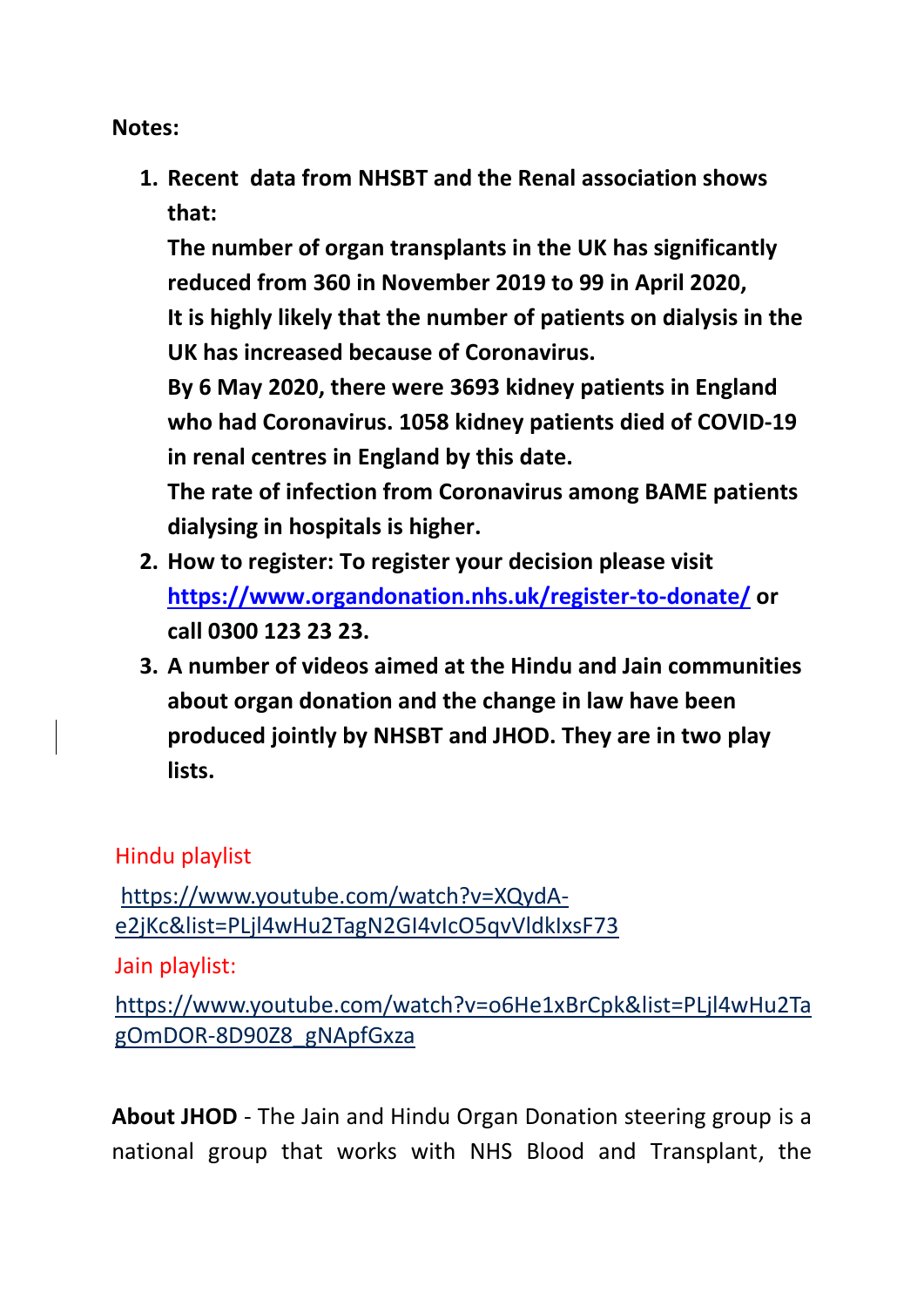**Notes:**

1. **Recent data from NHSBT and the Renal association shows that:**
   **The number of organ transplants in the UK has significantly reduced from 360 in November 2019 to 99 in April 2020,**
   **It is highly likely that the number of patients on dialysis in the UK has increased because of Coronavirus.**
   **By 6 May 2020, there were 3693 kidney patients in England who had Coronavirus. 1058 kidney patients died of COVID-19 in renal centres in England by this date.**
   **The rate of infection from Coronavirus among BAME patients dialysing in hospitals is higher.**
2. **How to register: To register your decision please visit [https://www.organdonation.nhs.uk/register-to-donate/](https://www.organdonation.nhs.uk/register-to-donate/) or call 0300 123 23 23.**
3. **A number of videos aimed at the Hindu and Jain communities about organ donation and the change in law have been produced jointly by NHSBT and JHOD. They are in two play lists.**

Hindu playlist

https://www.youtube.com/watch?v=XQydA-e2jKc&list=PLjl4wHu2TagN2GI4vIcO5qvVldkIxsF73

Jain playlist:

https://www.youtube.com/watch?v=o6He1xBrCpk&list=PLjl4wHu2TagOmDOR-8D90Z8_gNApfGxza

**About JHOD** - The Jain and Hindu Organ Donation steering group is a national group that works with NHS Blood and Transplant, the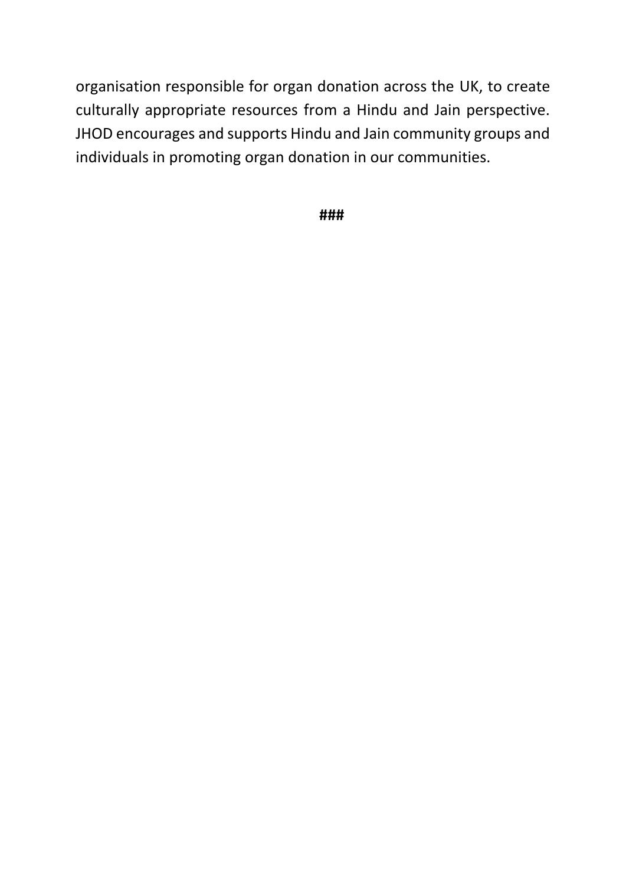organisation responsible for organ donation across the UK, to create culturally appropriate resources from a Hindu and Jain perspective. JHOD encourages and supports Hindu and Jain community groups and individuals in promoting organ donation in our communities.

**###**